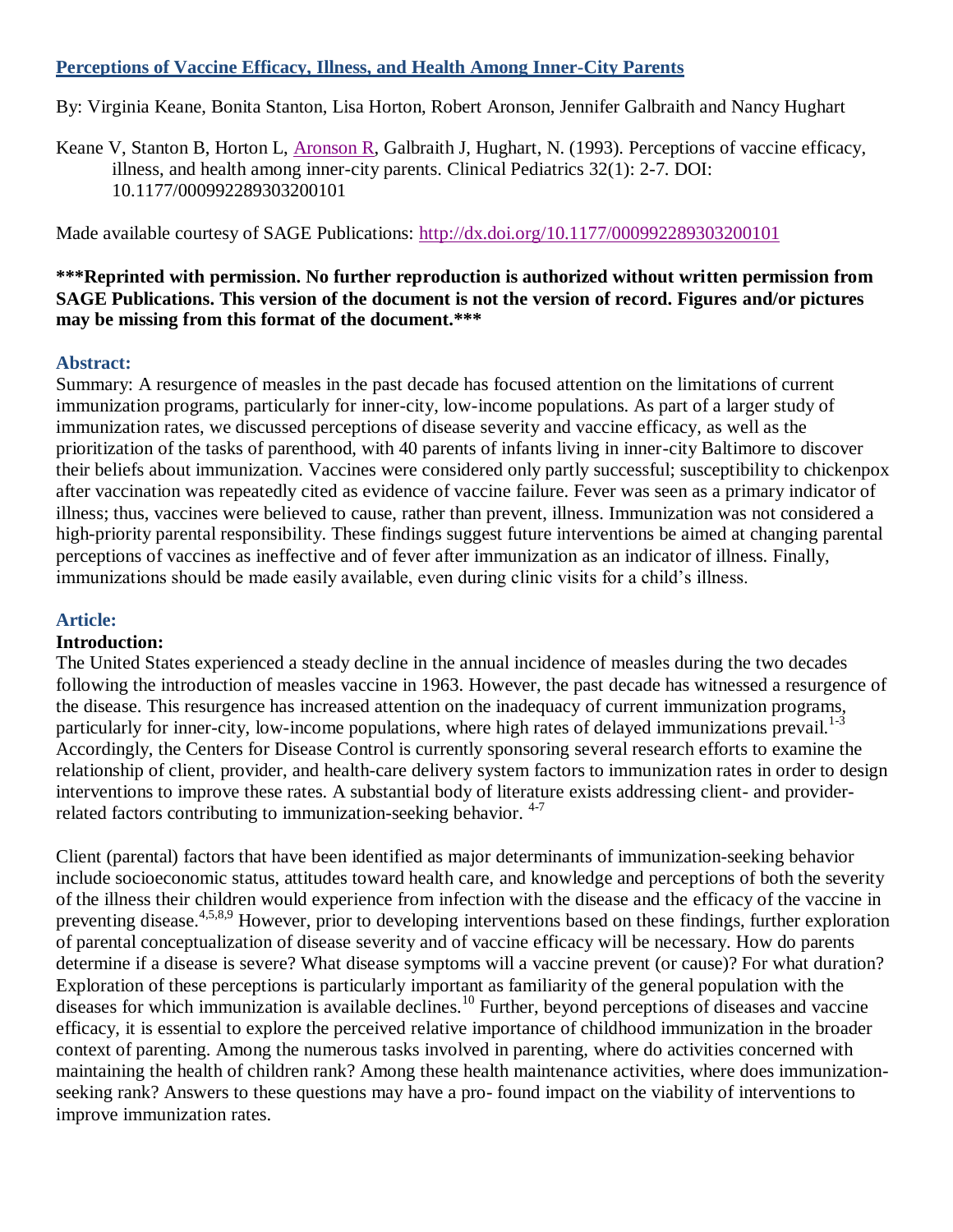# [Perceptions of Vaccine Efficacy, Illness, and Health Among Inner-City Parents](#)

By: Virginia Keane, Bonita Stanton, Lisa Horton, Robert Aronson, Jennifer Galbraith and Nancy Hughart

Keane V, Stanton B, Horton L, [Aronson R](#), Galbraith J, Hughart, N. (1993). Perceptions of vaccine efficacy, illness, and health among inner-city parents. Clinical Pediatrics 32(1): 2-7. DOI: 10.1177/000992289303200101

Made available courtesy of SAGE Publications: [http://dx.doi.org/10.1177/000992289303200101](http://dx.doi.org/10.1177/000992289303200101)

**\*\*\*Reprinted with permission. No further reproduction is authorized without written permission from SAGE Publications. This version of the document is not the version of record. Figures and/or pictures may be missing from this format of the document.\*\*\***

## Abstract:

Summary: A resurgence of measles in the past decade has focused attention on the limitations of current immunization programs, particularly for inner-city, low-income populations. As part of a larger study of immunization rates, we discussed perceptions of disease severity and vaccine efficacy, as well as the prioritization of the tasks of parenthood, with 40 parents of infants living in inner-city Baltimore to discover their beliefs about immunization. Vaccines were considered only partly successful; susceptibility to chickenpox after vaccination was repeatedly cited as evidence of vaccine failure. Fever was seen as a primary indicator of illness; thus, vaccines were believed to cause, rather than prevent, illness. Immunization was not considered a high-priority parental responsibility. These findings suggest future interventions be aimed at changing parental perceptions of vaccines as ineffective and of fever after immunization as an indicator of illness. Finally, immunizations should be made easily available, even during clinic visits for a child's illness.

## Article:

### Introduction:

The United States experienced a steady decline in the annual incidence of measles during the two decades following the introduction of measles vaccine in 1963. However, the past decade has witnessed a resurgence of the disease. This resurgence has increased attention on the inadequacy of current immunization programs, particularly for inner-city, low-income populations, where high rates of delayed immunizations prevail.[1-3] Accordingly, the Centers for Disease Control is currently sponsoring several research efforts to examine the relationship of client, provider, and health-care delivery system factors to immunization rates in order to design interventions to improve these rates. A substantial body of literature exists addressing client- and provider-related factors contributing to immunization-seeking behavior. [4-7]

Client (parental) factors that have been identified as major determinants of immunization-seeking behavior include socioeconomic status, attitudes toward health care, and knowledge and perceptions of both the severity of the illness their children would experience from infection with the disease and the efficacy of the vaccine in preventing disease.[4,5,8,9] However, prior to developing interventions based on these findings, further exploration of parental conceptualization of disease severity and of vaccine efficacy will be necessary. How do parents determine if a disease is severe? What disease symptoms will a vaccine prevent (or cause)? For what duration? Exploration of these perceptions is particularly important as familiarity of the general population with the diseases for which immunization is available declines.[10] Further, beyond perceptions of diseases and vaccine efficacy, it is essential to explore the perceived relative importance of childhood immunization in the broader context of parenting. Among the numerous tasks involved in parenting, where do activities concerned with maintaining the health of children rank? Among these health maintenance activities, where does immunization-seeking rank? Answers to these questions may have a pro- found impact on the viability of interventions to improve immunization rates.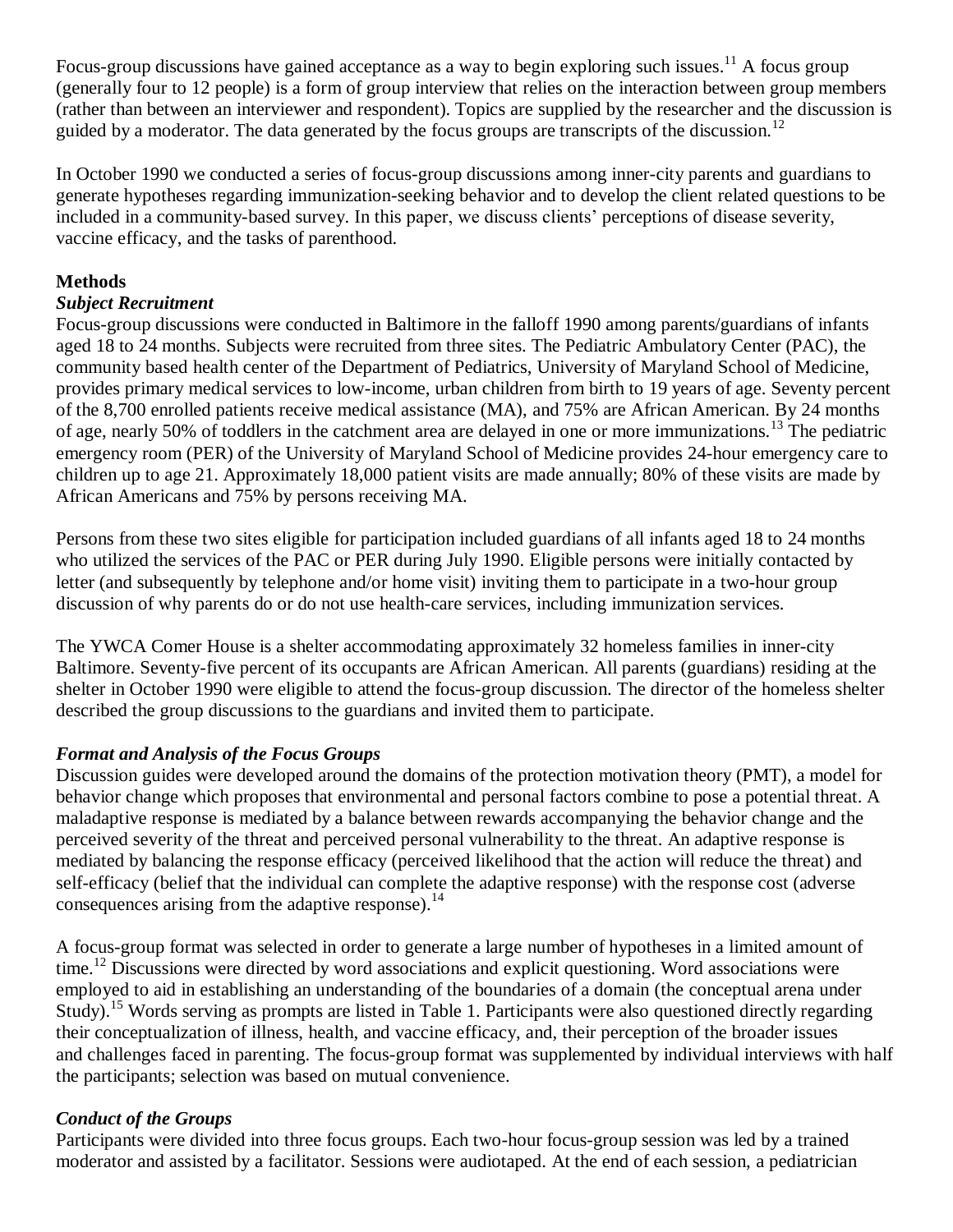Focus-group discussions have gained acceptance as a way to begin exploring such issues.[11] A focus group (generally four to 12 people) is a form of group interview that relies on the interaction between group members (rather than between an interviewer and respondent). Topics are supplied by the researcher and the discussion is guided by a moderator. The data generated by the focus groups are transcripts of the discussion.[12]

In October 1990 we conducted a series of focus-group discussions among inner-city parents and guardians to generate hypotheses regarding immunization-seeking behavior and to develop the client related questions to be included in a community-based survey. In this paper, we discuss clients' perceptions of disease severity, vaccine efficacy, and the tasks of parenthood.

## Methods

### *Subject Recruitment*

Focus-group discussions were conducted in Baltimore in the falloff 1990 among parents/guardians of infants aged 18 to 24 months. Subjects were recruited from three sites. The Pediatric Ambulatory Center (PAC), the community based health center of the Department of Pediatrics, University of Maryland School of Medicine, provides primary medical services to low-income, urban children from birth to 19 years of age. Seventy percent of the 8,700 enrolled patients receive medical assistance (MA), and 75% are African American. By 24 months of age, nearly 50% of toddlers in the catchment area are delayed in one or more immunizations.[13] The pediatric emergency room (PER) of the University of Maryland School of Medicine provides 24-hour emergency care to children up to age 21. Approximately 18,000 patient visits are made annually; 80% of these visits are made by African Americans and 75% by persons receiving MA.

Persons from these two sites eligible for participation included guardians of all infants aged 18 to 24 months who utilized the services of the PAC or PER during July 1990. Eligible persons were initially contacted by letter (and subsequently by telephone and/or home visit) inviting them to participate in a two-hour group discussion of why parents do or do not use health-care services, including immunization services.

The YWCA Comer House is a shelter accommodating approximately 32 homeless families in inner-city Baltimore. Seventy-five percent of its occupants are African American. All parents (guardians) residing at the shelter in October 1990 were eligible to attend the focus-group discussion. The director of the homeless shelter described the group discussions to the guardians and invited them to participate.

### *Format and Analysis of the Focus Groups*

Discussion guides were developed around the domains of the protection motivation theory (PMT), a model for behavior change which proposes that environmental and personal factors combine to pose a potential threat. A maladaptive response is mediated by a balance between rewards accompanying the behavior change and the perceived severity of the threat and perceived personal vulnerability to the threat. An adaptive response is mediated by balancing the response efficacy (perceived likelihood that the action will reduce the threat) and self-efficacy (belief that the individual can complete the adaptive response) with the response cost (adverse consequences arising from the adaptive response).[14]

A focus-group format was selected in order to generate a large number of hypotheses in a limited amount of time.[12] Discussions were directed by word associations and explicit questioning. Word associations were employed to aid in establishing an understanding of the boundaries of a domain (the conceptual arena under Study).[15] Words serving as prompts are listed in Table 1. Participants were also questioned directly regarding their conceptualization of illness, health, and vaccine efficacy, and, their perception of the broader issues and challenges faced in parenting. The focus-group format was supplemented by individual interviews with half the participants; selection was based on mutual convenience.

### *Conduct of the Groups*

Participants were divided into three focus groups. Each two-hour focus-group session was led by a trained moderator and assisted by a facilitator. Sessions were audiotaped. At the end of each session, a pediatrician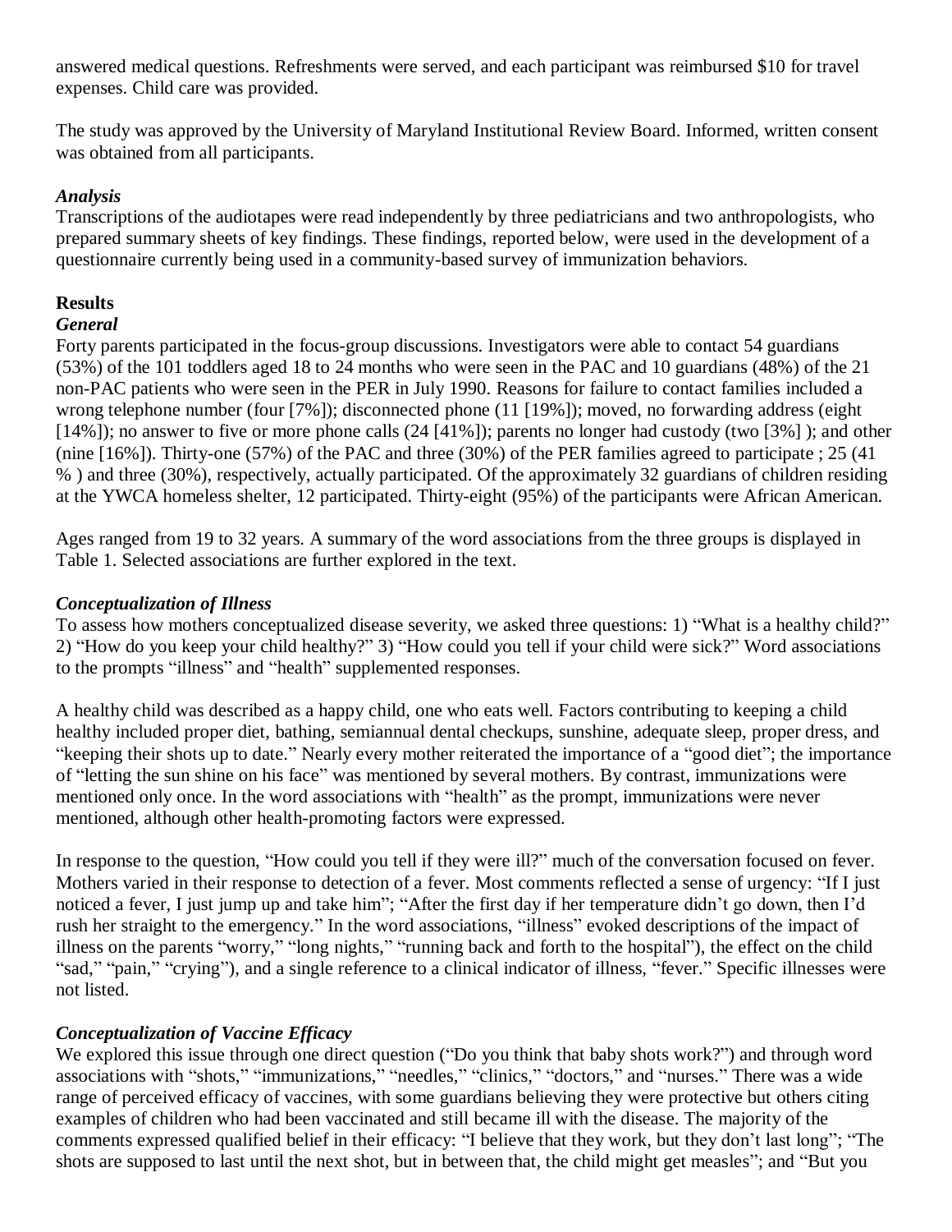answered medical questions. Refreshments were served, and each participant was reimbursed $10 for travel expenses. Child care was provided.

The study was approved by the University of Maryland Institutional Review Board. Informed, written consent was obtained from all participants.

### *Analysis*

Transcriptions of the audiotapes were read independently by three pediatricians and two anthropologists, who prepared summary sheets of key findings. These findings, reported below, were used in the development of a questionnaire currently being used in a community-based survey of immunization behaviors.

## Results

### *General*

Forty parents participated in the focus-group discussions. Investigators were able to contact 54 guardians (53%) of the 101 toddlers aged 18 to 24 months who were seen in the PAC and 10 guardians (48%) of the 21 non-PAC patients who were seen in the PER in July 1990. Reasons for failure to contact families included a wrong telephone number (four [7%]); disconnected phone (11 [19%]); moved, no forwarding address (eight [14%]); no answer to five or more phone calls (24 [41%]); parents no longer had custody (two [3%] ); and other (nine [16%]). Thirty-one (57%) of the PAC and three (30%) of the PER families agreed to participate ; 25 (41 % ) and three (30%), respectively, actually participated. Of the approximately 32 guardians of children residing at the YWCA homeless shelter, 12 participated. Thirty-eight (95%) of the participants were African American.

Ages ranged from 19 to 32 years. A summary of the word associations from the three groups is displayed in Table 1. Selected associations are further explored in the text.

### *Conceptualization of Illness*

To assess how mothers conceptualized disease severity, we asked three questions: 1) "What is a healthy child?" 2) "How do you keep your child healthy?" 3) "How could you tell if your child were sick?" Word associations to the prompts "illness" and "health" supplemented responses.

A healthy child was described as a happy child, one who eats well. Factors contributing to keeping a child healthy included proper diet, bathing, semiannual dental checkups, sunshine, adequate sleep, proper dress, and "keeping their shots up to date." Nearly every mother reiterated the importance of a "good diet"; the importance of "letting the sun shine on his face" was mentioned by several mothers. By contrast, immunizations were mentioned only once. In the word associations with "health" as the prompt, immunizations were never mentioned, although other health-promoting factors were expressed.

In response to the question, "How could you tell if they were ill?" much of the conversation focused on fever. Mothers varied in their response to detection of a fever. Most comments reflected a sense of urgency: "If I just noticed a fever, I just jump up and take him"; "After the first day if her temperature didn't go down, then I'd rush her straight to the emergency." In the word associations, "illness" evoked descriptions of the impact of illness on the parents "worry," "long nights," "running back and forth to the hospital"), the effect on the child "sad," "pain," "crying"), and a single reference to a clinical indicator of illness, "fever." Specific illnesses were not listed.

### *Conceptualization of Vaccine Efficacy*

We explored this issue through one direct question ("Do you think that baby shots work?") and through word associations with "shots," "immunizations," "needles," "clinics," "doctors," and "nurses." There was a wide range of perceived efficacy of vaccines, with some guardians believing they were protective but others citing examples of children who had been vaccinated and still became ill with the disease. The majority of the comments expressed qualified belief in their efficacy: "I believe that they work, but they don't last long"; "The shots are supposed to last until the next shot, but in between that, the child might get measles"; and "But you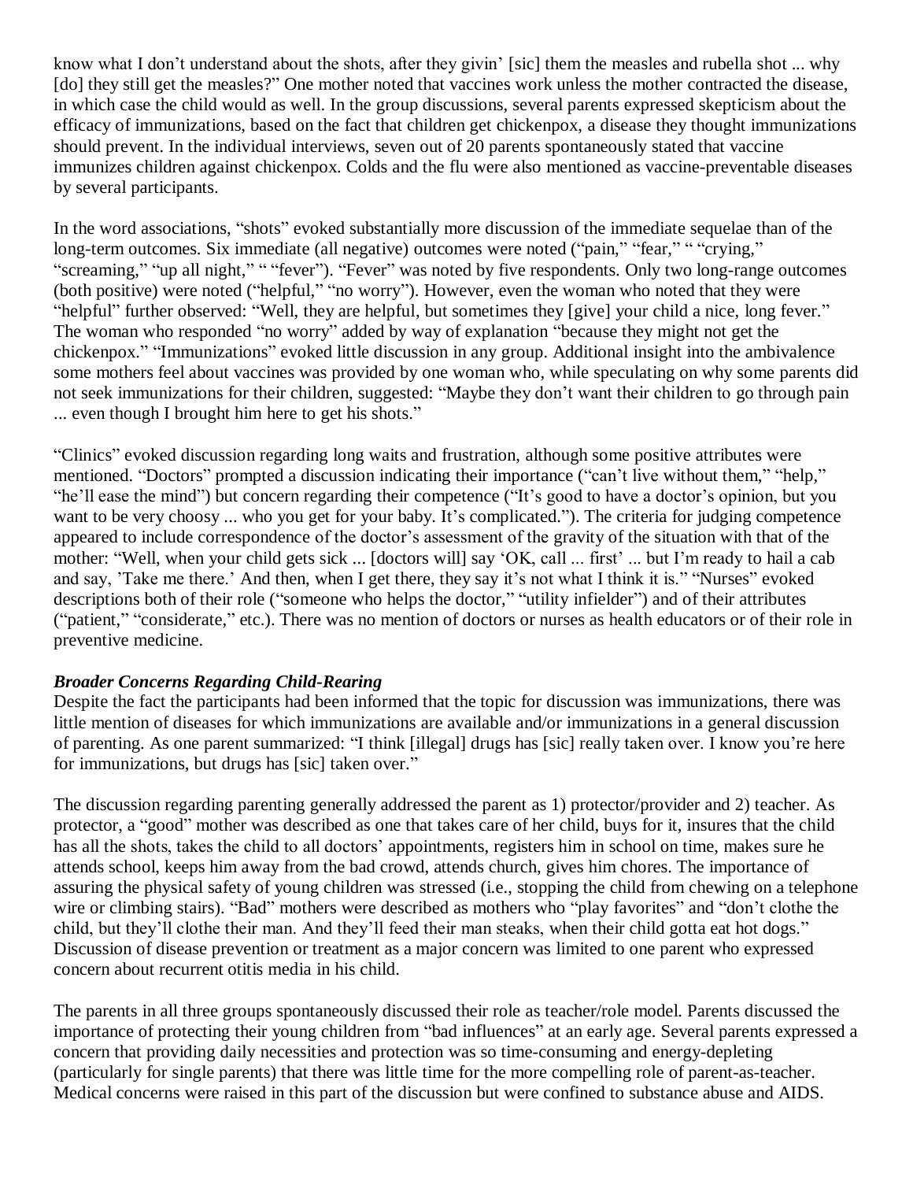know what I don't understand about the shots, after they givin' [sic] them the measles and rubella shot ... why [do] they still get the measles?" One mother noted that vaccines work unless the mother contracted the disease, in which case the child would as well. In the group discussions, several parents expressed skepticism about the efficacy of immunizations, based on the fact that children get chickenpox, a disease they thought immunizations should prevent. In the individual interviews, seven out of 20 parents spontaneously stated that vaccine immunizes children against chickenpox. Colds and the flu were also mentioned as vaccine-preventable diseases by several participants.

In the word associations, "shots" evoked substantially more discussion of the immediate sequelae than of the long-term outcomes. Six immediate (all negative) outcomes were noted ("pain," "fear," " "crying," "screaming," "up all night," " "fever"). "Fever" was noted by five respondents. Only two long-range outcomes (both positive) were noted ("helpful," "no worry"). However, even the woman who noted that they were "helpful" further observed: "Well, they are helpful, but sometimes they [give] your child a nice, long fever." The woman who responded "no worry" added by way of explanation "because they might not get the chickenpox." "Immunizations" evoked little discussion in any group. Additional insight into the ambivalence some mothers feel about vaccines was provided by one woman who, while speculating on why some parents did not seek immunizations for their children, suggested: "Maybe they don't want their children to go through pain ... even though I brought him here to get his shots."

"Clinics" evoked discussion regarding long waits and frustration, although some positive attributes were mentioned. "Doctors" prompted a discussion indicating their importance ("can't live without them," "help," "he'll ease the mind") but concern regarding their competence ("It's good to have a doctor's opinion, but you want to be very choosy ... who you get for your baby. It's complicated."). The criteria for judging competence appeared to include correspondence of the doctor's assessment of the gravity of the situation with that of the mother: "Well, when your child gets sick ... [doctors will] say 'OK, call ... first' ... but I'm ready to hail a cab and say, 'Take me there.' And then, when I get there, they say it's not what I think it is." "Nurses" evoked descriptions both of their role ("someone who helps the doctor," "utility infielder") and of their attributes ("patient," "considerate," etc.). There was no mention of doctors or nurses as health educators or of their role in preventive medicine.

### ***Broader Concerns Regarding Child-Rearing***

Despite the fact the participants had been informed that the topic for discussion was immunizations, there was little mention of diseases for which immunizations are available and/or immunizations in a general discussion of parenting. As one parent summarized: "I think [illegal] drugs has [sic] really taken over. I know you're here for immunizations, but drugs has [sic] taken over."

The discussion regarding parenting generally addressed the parent as 1) protector/provider and 2) teacher. As protector, a "good" mother was described as one that takes care of her child, buys for it, insures that the child has all the shots, takes the child to all doctors' appointments, registers him in school on time, makes sure he attends school, keeps him away from the bad crowd, attends church, gives him chores. The importance of assuring the physical safety of young children was stressed (i.e., stopping the child from chewing on a telephone wire or climbing stairs). "Bad" mothers were described as mothers who "play favorites" and "don't clothe the child, but they'll clothe their man. And they'll feed their man steaks, when their child gotta eat hot dogs." Discussion of disease prevention or treatment as a major concern was limited to one parent who expressed concern about recurrent otitis media in his child.

The parents in all three groups spontaneously discussed their role as teacher/role model. Parents discussed the importance of protecting their young children from "bad influences" at an early age. Several parents expressed a concern that providing daily necessities and protection was so time-consuming and energy-depleting (particularly for single parents) that there was little time for the more compelling role of parent-as-teacher. Medical concerns were raised in this part of the discussion but were confined to substance abuse and AIDS.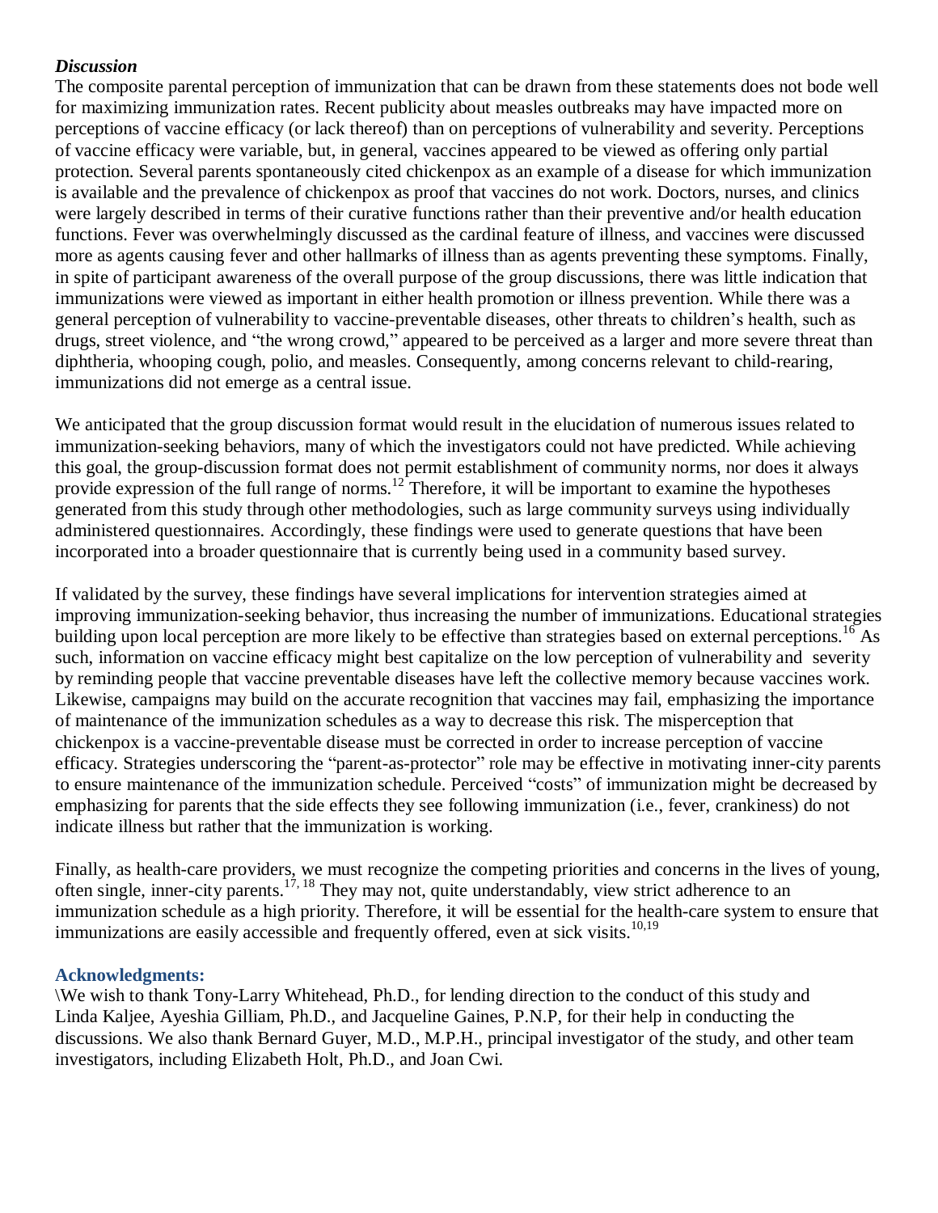### *Discussion*

The composite parental perception of immunization that can be drawn from these statements does not bode well for maximizing immunization rates. Recent publicity about measles outbreaks may have impacted more on perceptions of vaccine efficacy (or lack thereof) than on perceptions of vulnerability and severity. Perceptions of vaccine efficacy were variable, but, in general, vaccines appeared to be viewed as offering only partial protection. Several parents spontaneously cited chickenpox as an example of a disease for which immunization is available and the prevalence of chickenpox as proof that vaccines do not work. Doctors, nurses, and clinics were largely described in terms of their curative functions rather than their preventive and/or health education functions. Fever was overwhelmingly discussed as the cardinal feature of illness, and vaccines were discussed more as agents causing fever and other hallmarks of illness than as agents preventing these symptoms. Finally, in spite of participant awareness of the overall purpose of the group discussions, there was little indication that immunizations were viewed as important in either health promotion or illness prevention. While there was a general perception of vulnerability to vaccine-preventable diseases, other threats to children's health, such as drugs, street violence, and "the wrong crowd," appeared to be perceived as a larger and more severe threat than diphtheria, whooping cough, polio, and measles. Consequently, among concerns relevant to child-rearing, immunizations did not emerge as a central issue.

We anticipated that the group discussion format would result in the elucidation of numerous issues related to immunization-seeking behaviors, many of which the investigators could not have predicted. While achieving this goal, the group-discussion format does not permit establishment of community norms, nor does it always provide expression of the full range of norms.[12] Therefore, it will be important to examine the hypotheses generated from this study through other methodologies, such as large community surveys using individually administered questionnaires. Accordingly, these findings were used to generate questions that have been incorporated into a broader questionnaire that is currently being used in a community based survey.

If validated by the survey, these findings have several implications for intervention strategies aimed at improving immunization-seeking behavior, thus increasing the number of immunizations. Educational strategies building upon local perception are more likely to be effective than strategies based on external perceptions.[16] As such, information on vaccine efficacy might best capitalize on the low perception of vulnerability and severity by reminding people that vaccine preventable diseases have left the collective memory because vaccines work. Likewise, campaigns may build on the accurate recognition that vaccines may fail, emphasizing the importance of maintenance of the immunization schedules as a way to decrease this risk. The misperception that chickenpox is a vaccine-preventable disease must be corrected in order to increase perception of vaccine efficacy. Strategies underscoring the "parent-as-protector" role may be effective in motivating inner-city parents to ensure maintenance of the immunization schedule. Perceived "costs" of immunization might be decreased by emphasizing for parents that the side effects they see following immunization (i.e., fever, crankiness) do not indicate illness but rather that the immunization is working.

Finally, as health-care providers, we must recognize the competing priorities and concerns in the lives of young, often single, inner-city parents.[17, 18] They may not, quite understandably, view strict adherence to an immunization schedule as a high priority. Therefore, it will be essential for the health-care system to ensure that immunizations are easily accessible and frequently offered, even at sick visits.[10,19]

### **Acknowledgments:**

\We wish to thank Tony-Larry Whitehead, Ph.D., for lending direction to the conduct of this study and Linda Kaljee, Ayeshia Gilliam, Ph.D., and Jacqueline Gaines, P.N.P, for their help in conducting the discussions. We also thank Bernard Guyer, M.D., M.P.H., principal investigator of the study, and other team investigators, including Elizabeth Holt, Ph.D., and Joan Cwi.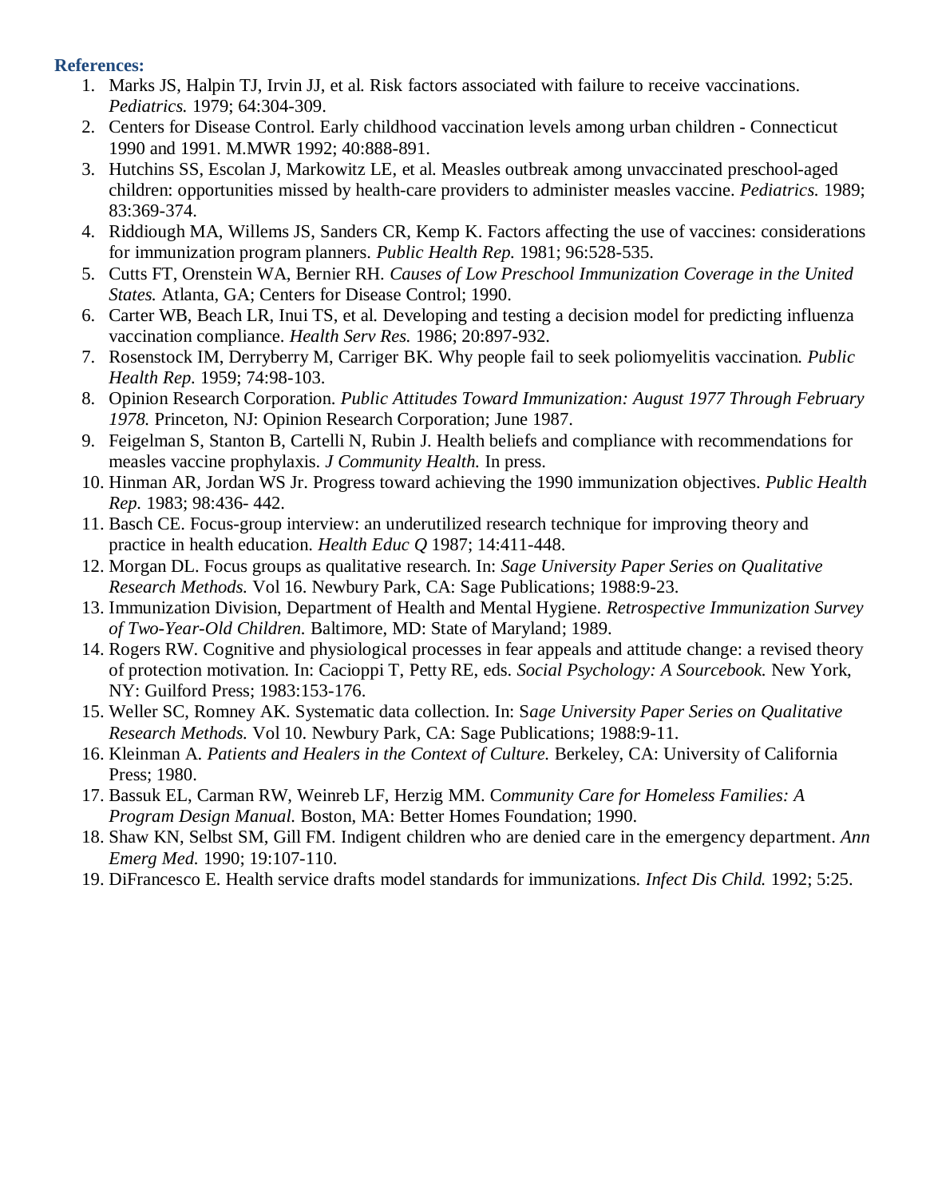**References:**

1. Marks JS, Halpin TJ, Irvin JJ, et al. Risk factors associated with failure to receive vaccinations. *Pediatrics.* 1979; 64:304-309.
2. Centers for Disease Control. Early childhood vaccination levels among urban children - Connecticut 1990 and 1991. M.MWR 1992; 40:888-891.
3. Hutchins SS, Escolan J, Markowitz LE, et al. Measles outbreak among unvaccinated preschool-aged children: opportunities missed by health-care providers to administer measles vaccine. *Pediatrics.* 1989; 83:369-374.
4. Riddiough MA, Willems JS, Sanders CR, Kemp K. Factors affecting the use of vaccines: considerations for immunization program planners. *Public Health Rep.* 1981; 96:528-535.
5. Cutts FT, Orenstein WA, Bernier RH. *Causes of Low Preschool Immunization Coverage in the United States.* Atlanta, GA; Centers for Disease Control; 1990.
6. Carter WB, Beach LR, Inui TS, et al. Developing and testing a decision model for predicting influenza vaccination compliance. *Health Serv Res.* 1986; 20:897-932.
7. Rosenstock IM, Derryberry M, Carriger BK. Why people fail to seek poliomyelitis vaccination. *Public Health Rep.* 1959; 74:98-103.
8. Opinion Research Corporation. *Public Attitudes Toward Immunization: August 1977 Through February 1978.* Princeton, NJ: Opinion Research Corporation; June 1987.
9. Feigelman S, Stanton B, Cartelli N, Rubin J. Health beliefs and compliance with recommendations for measles vaccine prophylaxis. *J Community Health.* In press.
10. Hinman AR, Jordan WS Jr. Progress toward achieving the 1990 immunization objectives. *Public Health Rep.* 1983; 98:436- 442.
11. Basch CE. Focus-group interview: an underutilized research technique for improving theory and practice in health education. *Health Educ Q* 1987; 14:411-448.
12. Morgan DL. Focus groups as qualitative research. In: *Sage University Paper Series on Qualitative Research Methods.* Vol 16. Newbury Park, CA: Sage Publications; 1988:9-23.
13. Immunization Division, Department of Health and Mental Hygiene. *Retrospective Immunization Survey of Two-Year-Old Children.* Baltimore, MD: State of Maryland; 1989.
14. Rogers RW. Cognitive and physiological processes in fear appeals and attitude change: a revised theory of protection motivation. In: Cacioppi T, Petty RE, eds. *Social Psychology: A Sourcebook.* New York, NY: Guilford Press; 1983:153-176.
15. Weller SC, Romney AK. Systematic data collection. In: S*age University Paper Series on Qualitative Research Methods.* Vol 10. Newbury Park, CA: Sage Publications; 1988:9-11.
16. Kleinman A. *Patients and Healers in the Context of Culture.* Berkeley, CA: University of California Press; 1980.
17. Bassuk EL, Carman RW, Weinreb LF, Herzig MM. C*ommunity Care for Homeless Families: A Program Design Manual.* Boston, MA: Better Homes Foundation; 1990.
18. Shaw KN, Selbst SM, Gill FM. Indigent children who are denied care in the emergency department. *Ann Emerg Med.* 1990; 19:107-110.
19. DiFrancesco E. Health service drafts model standards for immunizations. *Infect Dis Child.* 1992; 5:25.